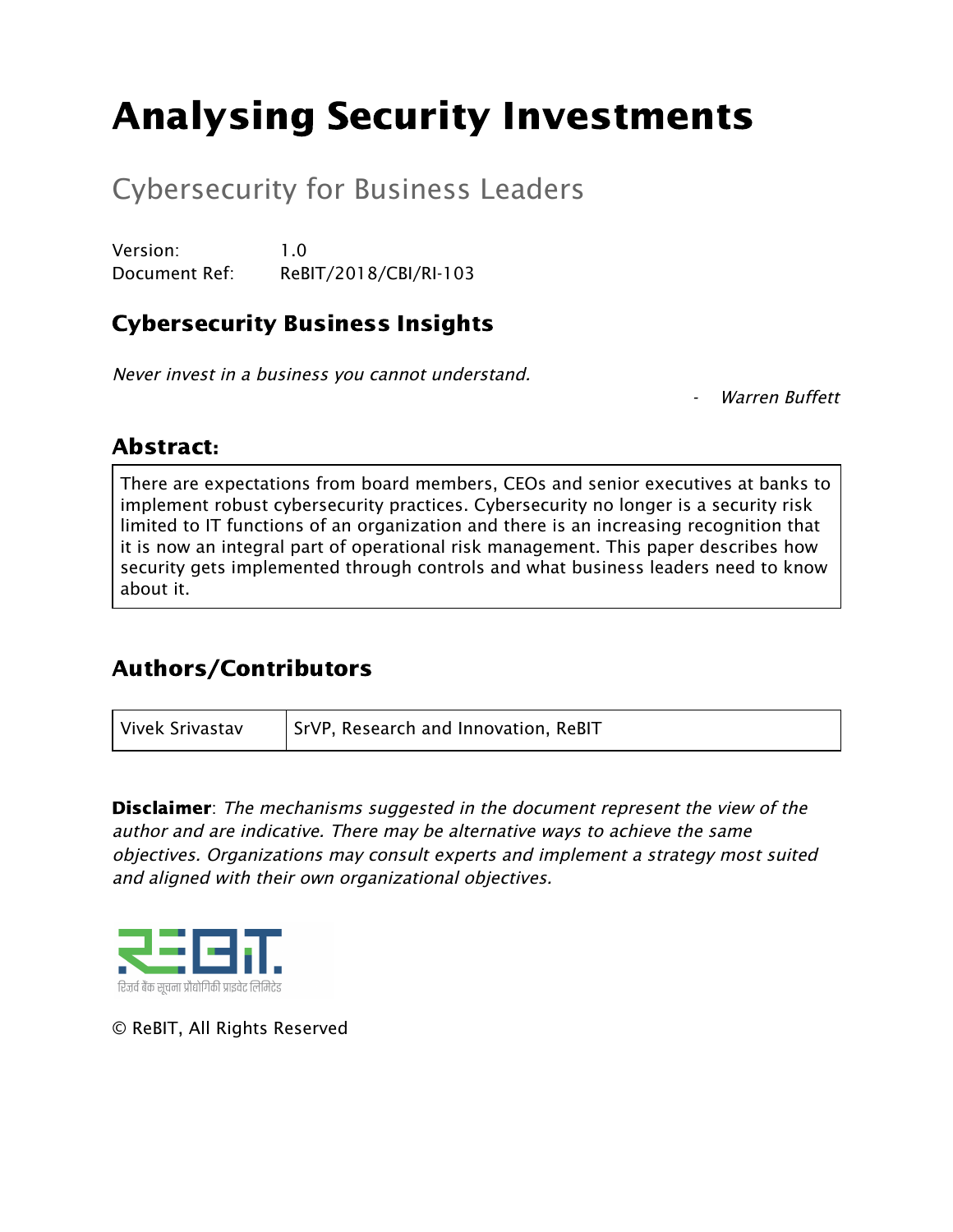# Analysing Security Investments

## Cybersecurity for Business Leaders

Version: 1.0
Document Ref: ReBIT/2018/CBI/RI-103

### Cybersecurity Business Insights

*Never invest in a business you cannot understand.*

- *Warren Buffett*

### Abstract:

There are expectations from board members, CEOs and senior executives at banks to implement robust cybersecurity practices. Cybersecurity no longer is a security risk limited to IT functions of an organization and there is an increasing recognition that it is now an integral part of operational risk management. This paper describes how security gets implemented through controls and what business leaders need to know about it.

### Authors/Contributors

| Vivek Srivastav | SrVP, Research and Innovation, ReBIT |
|---|---|

**Disclaimer**: *The mechanisms suggested in the document represent the view of the author and are indicative. There may be alternative ways to achieve the same objectives. Organizations may consult experts and implement a strategy most suited and aligned with their own organizational objectives.*

रिज़र्व बैंक सूचना प्रौद्योगिकी प्राइवेट लिमिटेड

© ReBIT, All Rights Reserved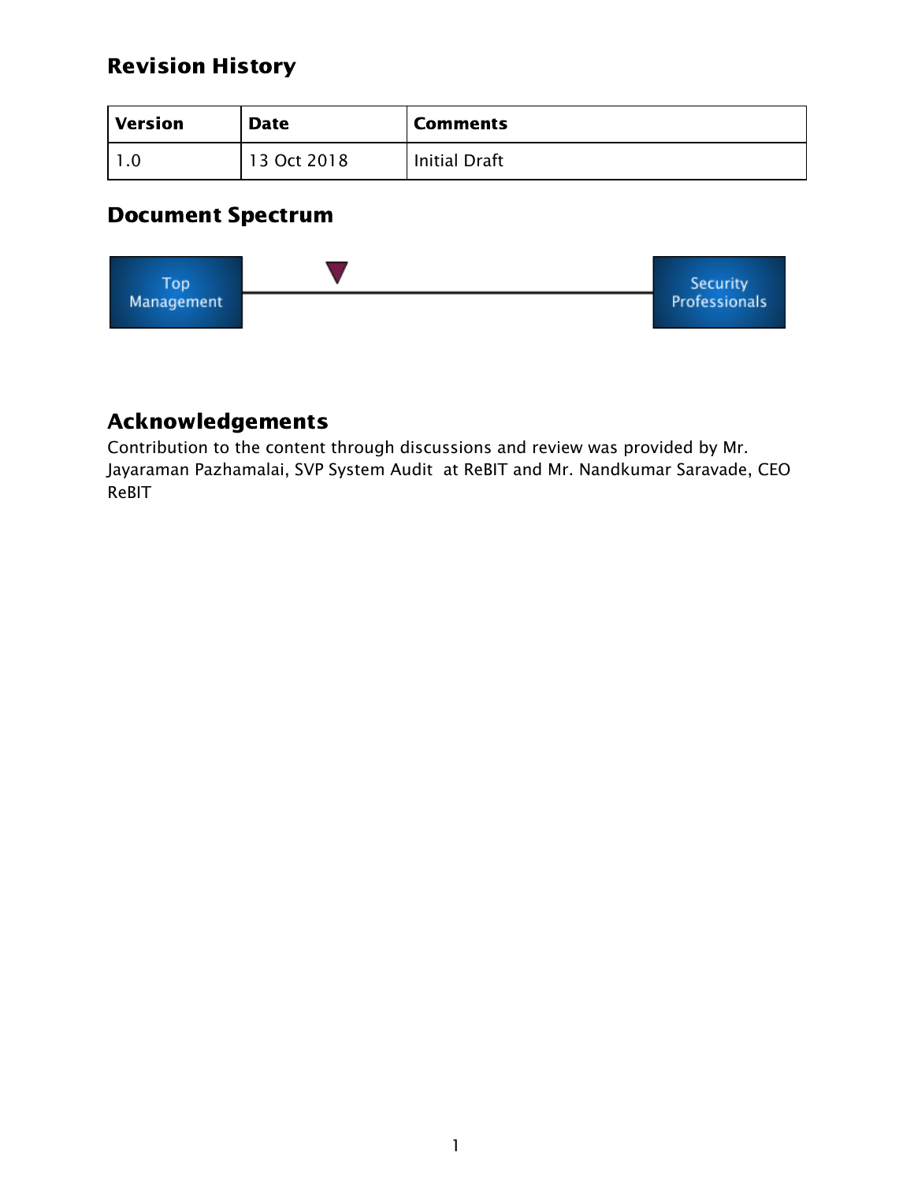## Revision History

| Version | Date | Comments |
|---|---|---|
| 1.0 | 13 Oct 2018 | Initial Draft |

## Document Spectrum

Top Management ▼ ——————————————— Security Professionals

## Acknowledgements

Contribution to the content through discussions and review was provided by Mr. Jayaraman Pazhamalai, SVP System Audit at ReBIT and Mr. Nandkumar Saravade, CEO ReBIT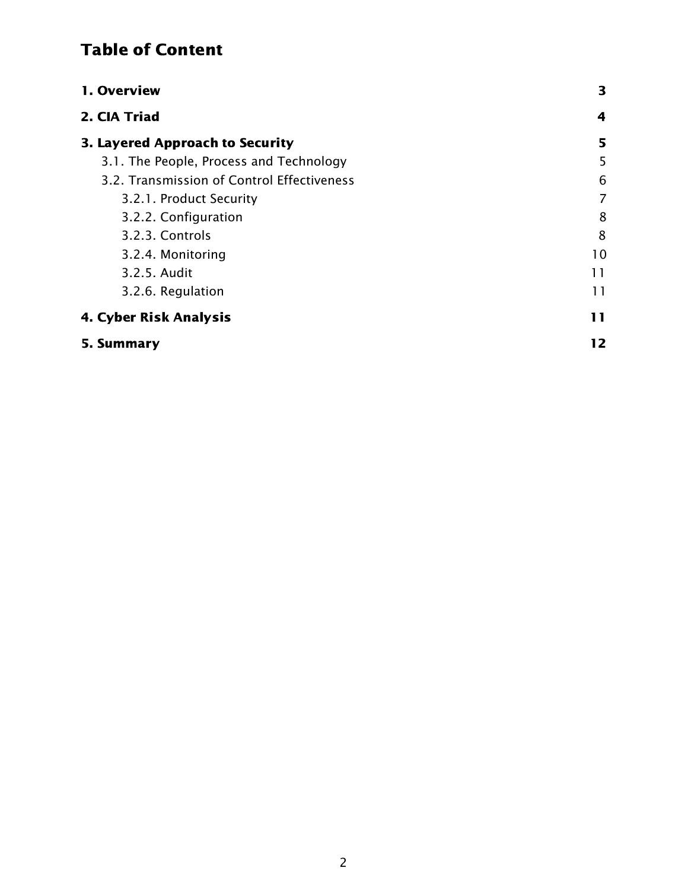# Table of Content

| | |
|---|---|
| **1. Overview** | **3** |
| **2. CIA Triad** | **4** |
| **3. Layered Approach to Security** | **5** |
| 3.1. The People, Process and Technology | 5 |
| 3.2. Transmission of Control Effectiveness | 6 |
| 3.2.1. Product Security | 7 |
| 3.2.2. Configuration | 8 |
| 3.2.3. Controls | 8 |
| 3.2.4. Monitoring | 10 |
| 3.2.5. Audit | 11 |
| 3.2.6. Regulation | 11 |
| **4. Cyber Risk Analysis** | **11** |
| **5. Summary** | **12** |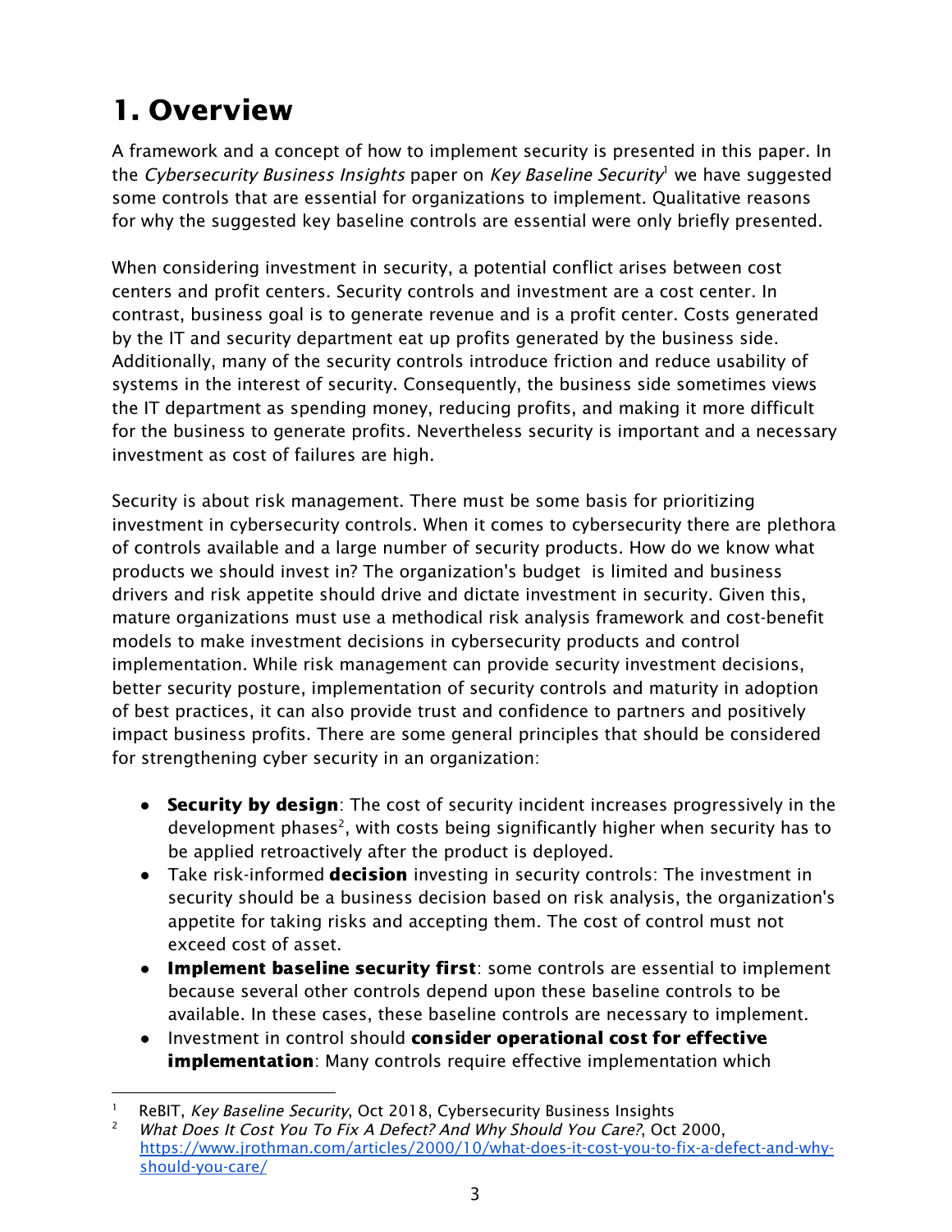# 1. Overview

A framework and a concept of how to implement security is presented in this paper. In the *Cybersecurity Business Insights* paper on *Key Baseline Security*[1] we have suggested some controls that are essential for organizations to implement. Qualitative reasons for why the suggested key baseline controls are essential were only briefly presented.

When considering investment in security, a potential conflict arises between cost centers and profit centers. Security controls and investment are a cost center. In contrast, business goal is to generate revenue and is a profit center. Costs generated by the IT and security department eat up profits generated by the business side. Additionally, many of the security controls introduce friction and reduce usability of systems in the interest of security. Consequently, the business side sometimes views the IT department as spending money, reducing profits, and making it more difficult for the business to generate profits. Nevertheless security is important and a necessary investment as cost of failures are high.

Security is about risk management. There must be some basis for prioritizing investment in cybersecurity controls. When it comes to cybersecurity there are plethora of controls available and a large number of security products. How do we know what products we should invest in? The organization's budget is limited and business drivers and risk appetite should drive and dictate investment in security. Given this, mature organizations must use a methodical risk analysis framework and cost-benefit models to make investment decisions in cybersecurity products and control implementation. While risk management can provide security investment decisions, better security posture, implementation of security controls and maturity in adoption of best practices, it can also provide trust and confidence to partners and positively impact business profits. There are some general principles that should be considered for strengthening cyber security in an organization:

- **Security by design**: The cost of security incident increases progressively in the development phases[2], with costs being significantly higher when security has to be applied retroactively after the product is deployed.
- Take risk-informed **decision** investing in security controls: The investment in security should be a business decision based on risk analysis, the organization's appetite for taking risks and accepting them. The cost of control must not exceed cost of asset.
- **Implement baseline security first**: some controls are essential to implement because several other controls depend upon these baseline controls to be available. In these cases, these baseline controls are necessary to implement.
- Investment in control should **consider operational cost for effective implementation**: Many controls require effective implementation which

---

[1] ReBIT, *Key Baseline Security*, Oct 2018, Cybersecurity Business Insights

[2] *What Does It Cost You To Fix A Defect? And Why Should You Care?*, Oct 2000, https://www.jrothman.com/articles/2000/10/what-does-it-cost-you-to-fix-a-defect-and-why-should-you-care/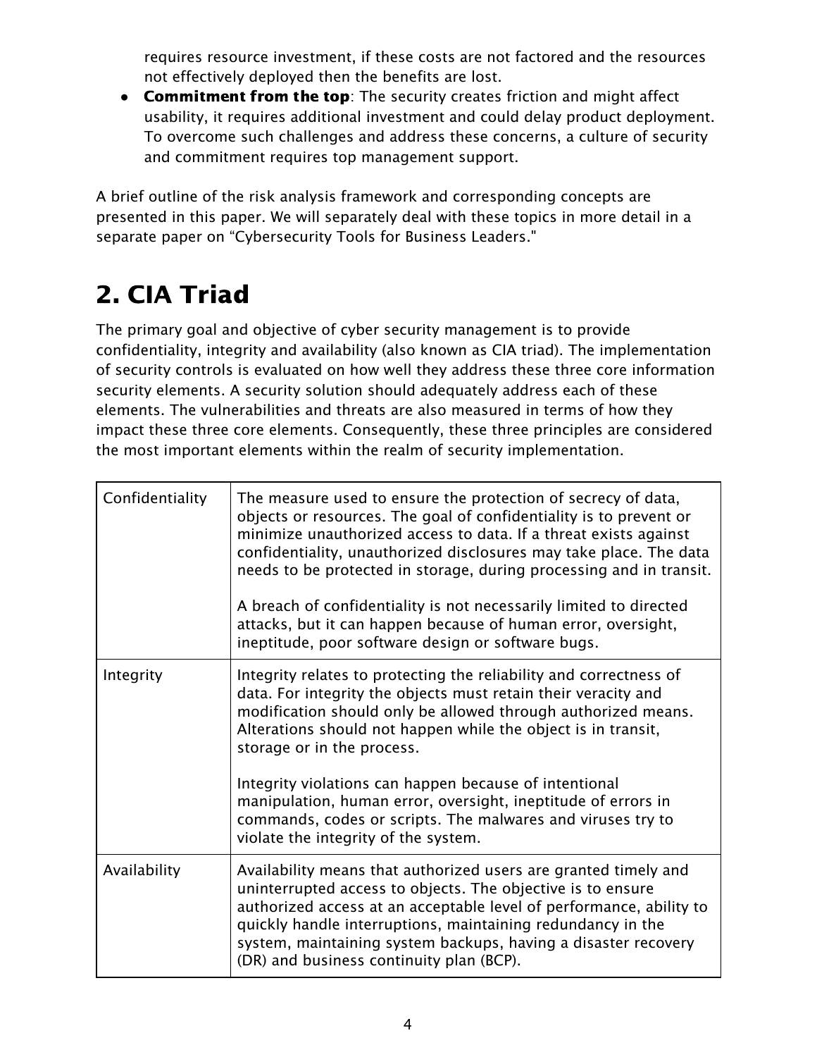requires resource investment, if these costs are not factored and the resources not effectively deployed then the benefits are lost.

- **Commitment from the top**: The security creates friction and might affect usability, it requires additional investment and could delay product deployment. To overcome such challenges and address these concerns, a culture of security and commitment requires top management support.

A brief outline of the risk analysis framework and corresponding concepts are presented in this paper. We will separately deal with these topics in more detail in a separate paper on "Cybersecurity Tools for Business Leaders."

# 2. CIA Triad

The primary goal and objective of cyber security management is to provide confidentiality, integrity and availability (also known as CIA triad). The implementation of security controls is evaluated on how well they address these three core information security elements. A security solution should adequately address each of these elements. The vulnerabilities and threats are also measured in terms of how they impact these three core elements. Consequently, these three principles are considered the most important elements within the realm of security implementation.

| | |
|---|---|
| Confidentiality | The measure used to ensure the protection of secrecy of data, objects or resources. The goal of confidentiality is to prevent or minimize unauthorized access to data. If a threat exists against confidentiality, unauthorized disclosures may take place. The data needs to be protected in storage, during processing and in transit.<br><br>A breach of confidentiality is not necessarily limited to directed attacks, but it can happen because of human error, oversight, ineptitude, poor software design or software bugs. |
| Integrity | Integrity relates to protecting the reliability and correctness of data. For integrity the objects must retain their veracity and modification should only be allowed through authorized means. Alterations should not happen while the object is in transit, storage or in the process.<br><br>Integrity violations can happen because of intentional manipulation, human error, oversight, ineptitude of errors in commands, codes or scripts. The malwares and viruses try to violate the integrity of the system. |
| Availability | Availability means that authorized users are granted timely and uninterrupted access to objects. The objective is to ensure authorized access at an acceptable level of performance, ability to quickly handle interruptions, maintaining redundancy in the system, maintaining system backups, having a disaster recovery (DR) and business continuity plan (BCP). |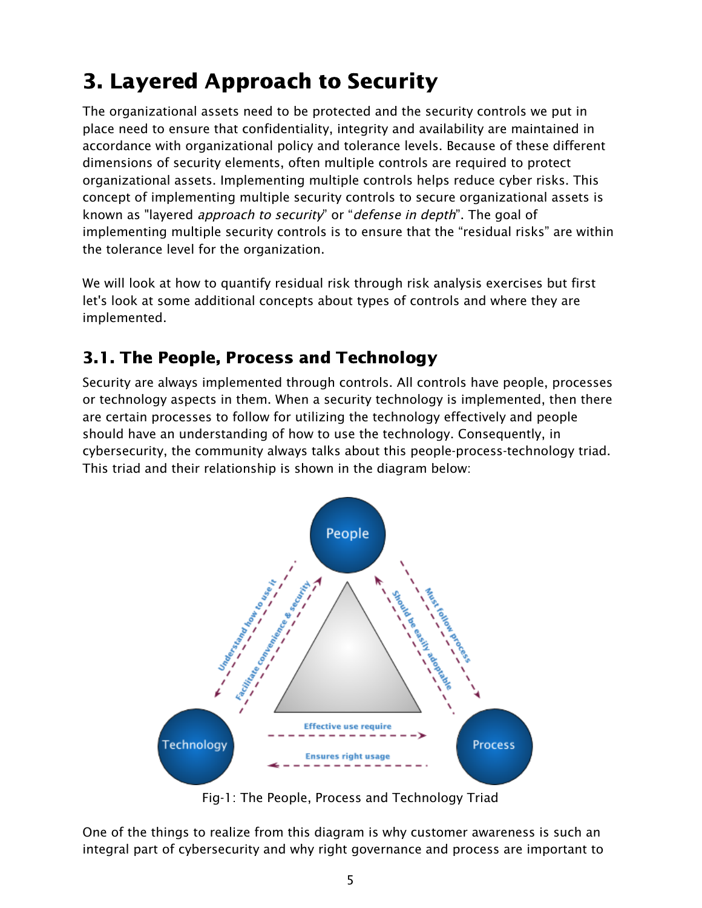# 3. Layered Approach to Security

The organizational assets need to be protected and the security controls we put in place need to ensure that confidentiality, integrity and availability are maintained in accordance with organizational policy and tolerance levels. Because of these different dimensions of security elements, often multiple controls are required to protect organizational assets. Implementing multiple controls helps reduce cyber risks. This concept of implementing multiple security controls to secure organizational assets is known as "layered *approach to security*" or "*defense in depth*". The goal of implementing multiple security controls is to ensure that the "residual risks" are within the tolerance level for the organization.

We will look at how to quantify residual risk through risk analysis exercises but first let's look at some additional concepts about types of controls and where they are implemented.

## 3.1. The People, Process and Technology

Security are always implemented through controls. All controls have people, processes or technology aspects in them. When a security technology is implemented, then there are certain processes to follow for utilizing the technology effectively and people should have an understanding of how to use the technology. Consequently, in cybersecurity, the community always talks about this people-process-technology triad. This triad and their relationship is shown in the diagram below:

Fig-1: The People, Process and Technology Triad

One of the things to realize from this diagram is why customer awareness is such an integral part of cybersecurity and why right governance and process are important to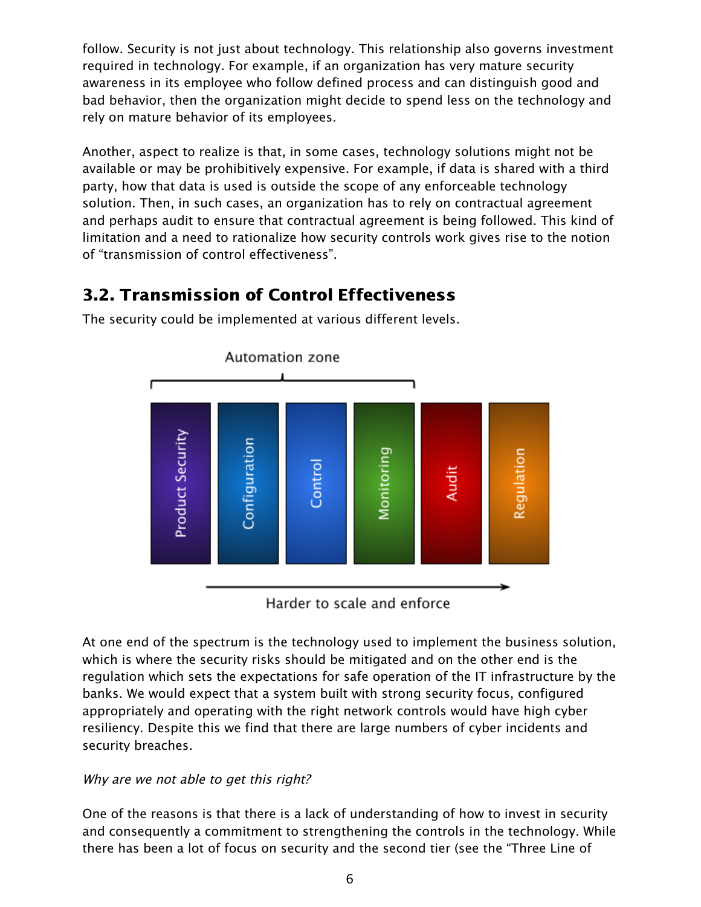follow. Security is not just about technology. This relationship also governs investment required in technology. For example, if an organization has very mature security awareness in its employee who follow defined process and can distinguish good and bad behavior, then the organization might decide to spend less on the technology and rely on mature behavior of its employees.

Another, aspect to realize is that, in some cases, technology solutions might not be available or may be prohibitively expensive. For example, if data is shared with a third party, how that data is used is outside the scope of any enforceable technology solution. Then, in such cases, an organization has to rely on contractual agreement and perhaps audit to ensure that contractual agreement is being followed. This kind of limitation and a need to rationalize how security controls work gives rise to the notion of "transmission of control effectiveness".

## 3.2. Transmission of Control Effectiveness

The security could be implemented at various different levels.

Automation zone

Product Security | Configuration | Control | Monitoring | Audit | Regulation

Harder to scale and enforce

At one end of the spectrum is the technology used to implement the business solution, which is where the security risks should be mitigated and on the other end is the regulation which sets the expectations for safe operation of the IT infrastructure by the banks. We would expect that a system built with strong security focus, configured appropriately and operating with the right network controls would have high cyber resiliency. Despite this we find that there are large numbers of cyber incidents and security breaches.

*Why are we not able to get this right?*

One of the reasons is that there is a lack of understanding of how to invest in security and consequently a commitment to strengthening the controls in the technology. While there has been a lot of focus on security and the second tier (see the "Three Line of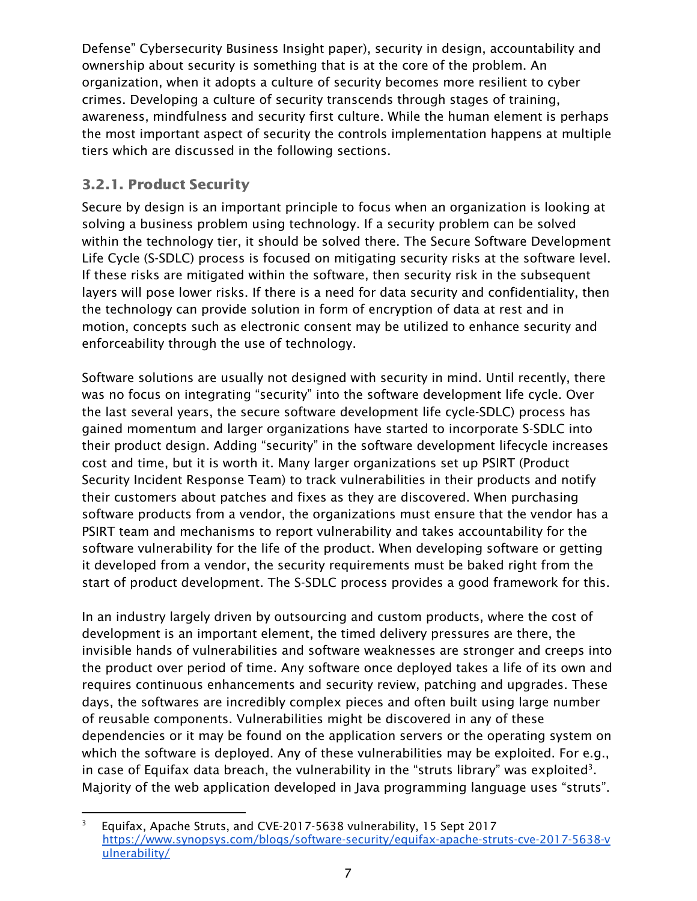Defense" Cybersecurity Business Insight paper), security in design, accountability and ownership about security is something that is at the core of the problem. An organization, when it adopts a culture of security becomes more resilient to cyber crimes. Developing a culture of security transcends through stages of training, awareness, mindfulness and security first culture. While the human element is perhaps the most important aspect of security the controls implementation happens at multiple tiers which are discussed in the following sections.

### 3.2.1. Product Security

Secure by design is an important principle to focus when an organization is looking at solving a business problem using technology. If a security problem can be solved within the technology tier, it should be solved there. The Secure Software Development Life Cycle (S-SDLC) process is focused on mitigating security risks at the software level. If these risks are mitigated within the software, then security risk in the subsequent layers will pose lower risks. If there is a need for data security and confidentiality, then the technology can provide solution in form of encryption of data at rest and in motion, concepts such as electronic consent may be utilized to enhance security and enforceability through the use of technology.

Software solutions are usually not designed with security in mind. Until recently, there was no focus on integrating "security" into the software development life cycle. Over the last several years, the secure software development life cycle-SDLC) process has gained momentum and larger organizations have started to incorporate S-SDLC into their product design. Adding "security" in the software development lifecycle increases cost and time, but it is worth it. Many larger organizations set up PSIRT (Product Security Incident Response Team) to track vulnerabilities in their products and notify their customers about patches and fixes as they are discovered. When purchasing software products from a vendor, the organizations must ensure that the vendor has a PSIRT team and mechanisms to report vulnerability and takes accountability for the software vulnerability for the life of the product. When developing software or getting it developed from a vendor, the security requirements must be baked right from the start of product development. The S-SDLC process provides a good framework for this.

In an industry largely driven by outsourcing and custom products, where the cost of development is an important element, the timed delivery pressures are there, the invisible hands of vulnerabilities and software weaknesses are stronger and creeps into the product over period of time. Any software once deployed takes a life of its own and requires continuous enhancements and security review, patching and upgrades. These days, the softwares are incredibly complex pieces and often built using large number of reusable components. Vulnerabilities might be discovered in any of these dependencies or it may be found on the application servers or the operating system on which the software is deployed. Any of these vulnerabilities may be exploited. For e.g., in case of Equifax data breach, the vulnerability in the "struts library" was exploited[3]. Majority of the web application developed in Java programming language uses "struts".

---

[3] Equifax, Apache Struts, and CVE-2017-5638 vulnerability, 15 Sept 2017 https://www.synopsys.com/blogs/software-security/equifax-apache-struts-cve-2017-5638-vulnerability/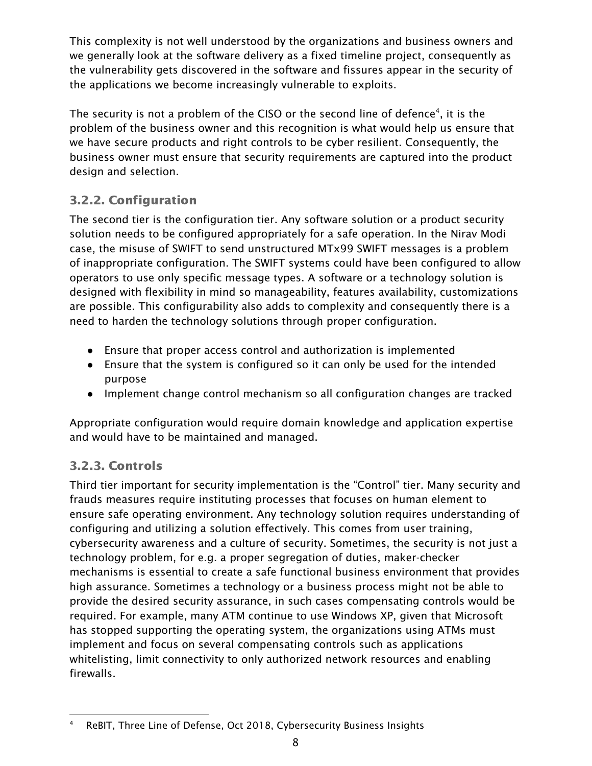This complexity is not well understood by the organizations and business owners and we generally look at the software delivery as a fixed timeline project, consequently as the vulnerability gets discovered in the software and fissures appear in the security of the applications we become increasingly vulnerable to exploits.

The security is not a problem of the CISO or the second line of defence[4], it is the problem of the business owner and this recognition is what would help us ensure that we have secure products and right controls to be cyber resilient. Consequently, the business owner must ensure that security requirements are captured into the product design and selection.

### 3.2.2. Configuration

The second tier is the configuration tier. Any software solution or a product security solution needs to be configured appropriately for a safe operation. In the Nirav Modi case, the misuse of SWIFT to send unstructured MTx99 SWIFT messages is a problem of inappropriate configuration. The SWIFT systems could have been configured to allow operators to use only specific message types. A software or a technology solution is designed with flexibility in mind so manageability, features availability, customizations are possible. This configurability also adds to complexity and consequently there is a need to harden the technology solutions through proper configuration.

- Ensure that proper access control and authorization is implemented
- Ensure that the system is configured so it can only be used for the intended purpose
- Implement change control mechanism so all configuration changes are tracked

Appropriate configuration would require domain knowledge and application expertise and would have to be maintained and managed.

### 3.2.3. Controls

Third tier important for security implementation is the "Control" tier. Many security and frauds measures require instituting processes that focuses on human element to ensure safe operating environment. Any technology solution requires understanding of configuring and utilizing a solution effectively. This comes from user training, cybersecurity awareness and a culture of security. Sometimes, the security is not just a technology problem, for e.g. a proper segregation of duties, maker-checker mechanisms is essential to create a safe functional business environment that provides high assurance. Sometimes a technology or a business process might not be able to provide the desired security assurance, in such cases compensating controls would be required. For example, many ATM continue to use Windows XP, given that Microsoft has stopped supporting the operating system, the organizations using ATMs must implement and focus on several compensating controls such as applications whitelisting, limit connectivity to only authorized network resources and enabling firewalls.

---

[4] ReBIT, Three Line of Defense, Oct 2018, Cybersecurity Business Insights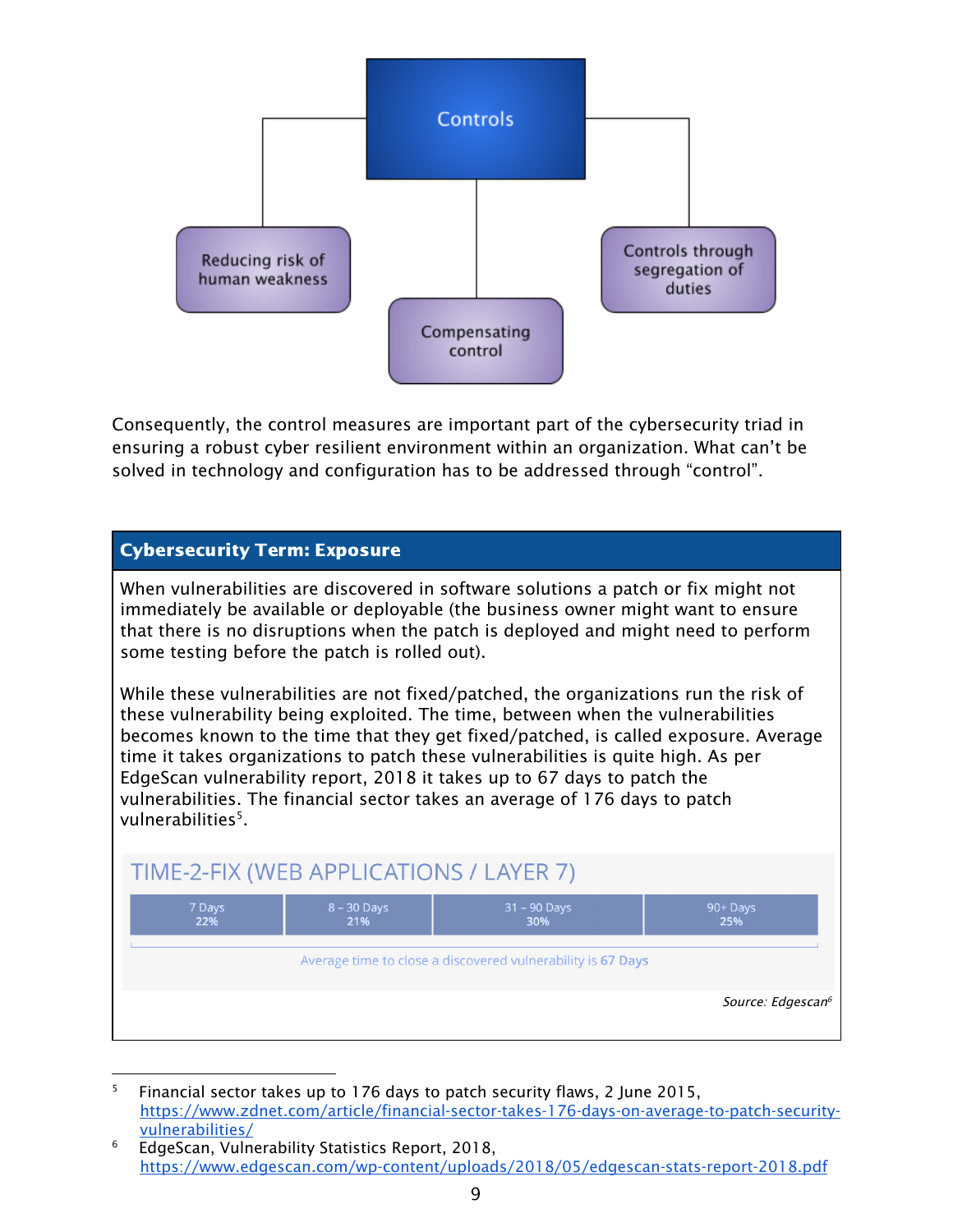Controls

- Reducing risk of human weakness
- Compensating control
- Controls through segregation of duties

Consequently, the control measures are important part of the cybersecurity triad in ensuring a robust cyber resilient environment within an organization. What can't be solved in technology and configuration has to be addressed through "control".

**Cybersecurity Term: Exposure**

When vulnerabilities are discovered in software solutions a patch or fix might not immediately be available or deployable (the business owner might want to ensure that there is no disruptions when the patch is deployed and might need to perform some testing before the patch is rolled out).

While these vulnerabilities are not fixed/patched, the organizations run the risk of these vulnerability being exploited. The time, between when the vulnerabilities becomes known to the time that they get fixed/patched, is called exposure. Average time it takes organizations to patch these vulnerabilities is quite high. As per EdgeScan vulnerability report, 2018 it takes up to 67 days to patch the vulnerabilities. The financial sector takes an average of 176 days to patch vulnerabilities[5].

**TIME-2-FIX (WEB APPLICATIONS / LAYER 7)**

| 7 Days | 8 – 30 Days | 31 – 90 Days | 90+ Days |
|---|---|---|---|
| 22% | 21% | 30% | 25% |

Average time to close a discovered vulnerability is **67 Days**

*Source: Edgescan[6]*

---

[5] Financial sector takes up to 176 days to patch security flaws, 2 June 2015, https://www.zdnet.com/article/financial-sector-takes-176-days-on-average-to-patch-security-vulnerabilities/

[6] EdgeScan, Vulnerability Statistics Report, 2018, https://www.edgescan.com/wp-content/uploads/2018/05/edgescan-stats-report-2018.pdf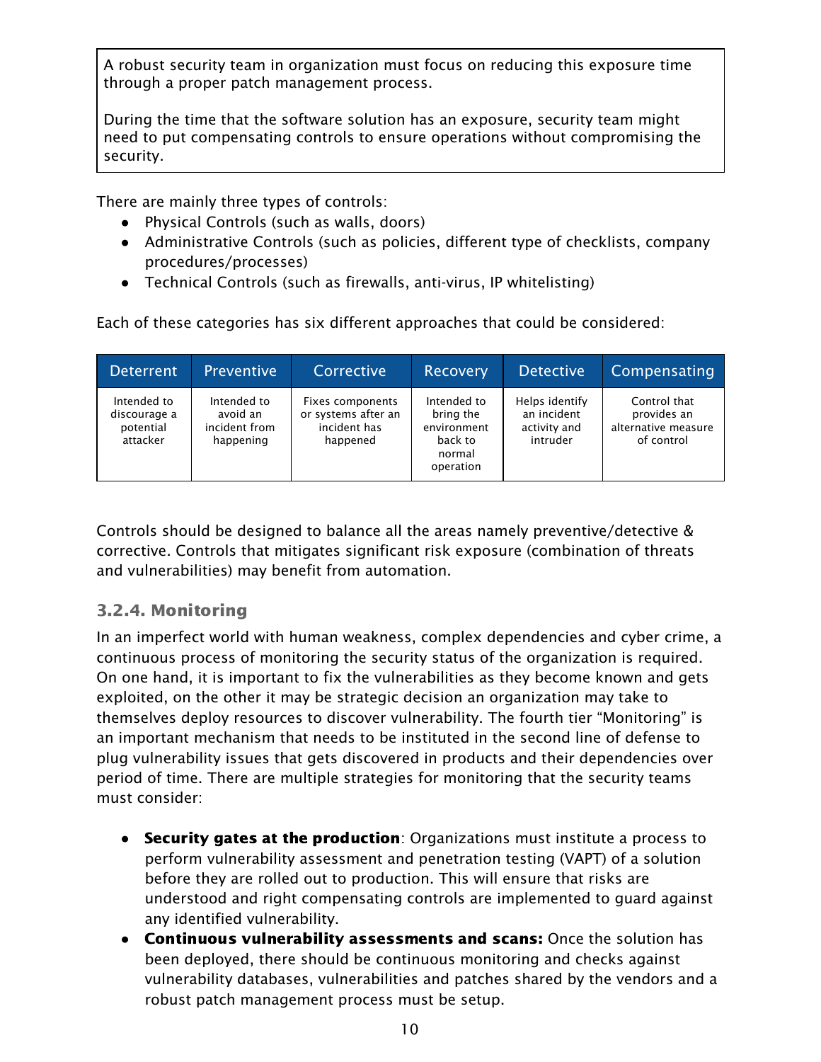A robust security team in organization must focus on reducing this exposure time through a proper patch management process.

During the time that the software solution has an exposure, security team might need to put compensating controls to ensure operations without compromising the security.

There are mainly three types of controls:

- Physical Controls (such as walls, doors)
- Administrative Controls (such as policies, different type of checklists, company procedures/processes)
- Technical Controls (such as firewalls, anti-virus, IP whitelisting)

Each of these categories has six different approaches that could be considered:

| Deterrent | Preventive | Corrective | Recovery | Detective | Compensating |
|---|---|---|---|---|---|
| Intended to discourage a potential attacker | Intended to avoid an incident from happening | Fixes components or systems after an incident has happened | Intended to bring the environment back to normal operation | Helps identify an incident activity and intruder | Control that provides an alternative measure of control |

Controls should be designed to balance all the areas namely preventive/detective & corrective. Controls that mitigates significant risk exposure (combination of threats and vulnerabilities) may benefit from automation.

### 3.2.4. Monitoring

In an imperfect world with human weakness, complex dependencies and cyber crime, a continuous process of monitoring the security status of the organization is required. On one hand, it is important to fix the vulnerabilities as they become known and gets exploited, on the other it may be strategic decision an organization may take to themselves deploy resources to discover vulnerability. The fourth tier "Monitoring" is an important mechanism that needs to be instituted in the second line of defense to plug vulnerability issues that gets discovered in products and their dependencies over period of time. There are multiple strategies for monitoring that the security teams must consider:

- **Security gates at the production**: Organizations must institute a process to perform vulnerability assessment and penetration testing (VAPT) of a solution before they are rolled out to production. This will ensure that risks are understood and right compensating controls are implemented to guard against any identified vulnerability.
- **Continuous vulnerability assessments and scans:** Once the solution has been deployed, there should be continuous monitoring and checks against vulnerability databases, vulnerabilities and patches shared by the vendors and a robust patch management process must be setup.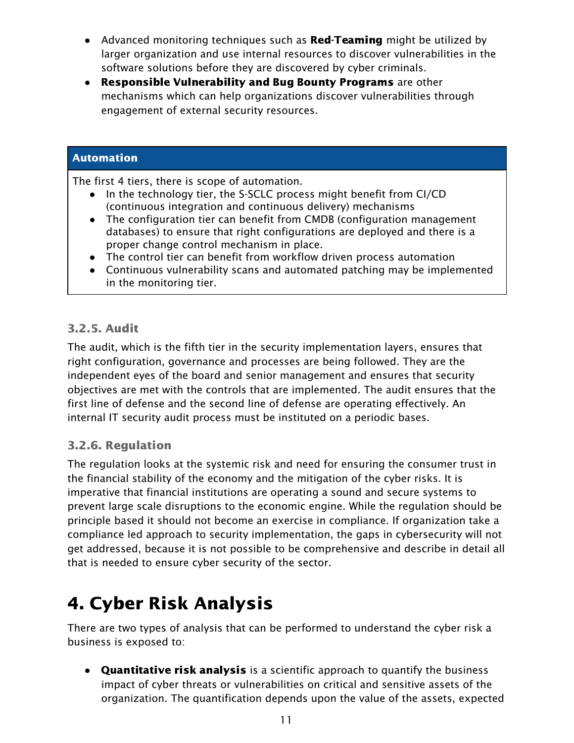- Advanced monitoring techniques such as **Red-Teaming** might be utilized by larger organization and use internal resources to discover vulnerabilities in the software solutions before they are discovered by cyber criminals.
- **Responsible Vulnerability and Bug Bounty Programs** are other mechanisms which can help organizations discover vulnerabilities through engagement of external security resources.

| **Automation** |
|---|
| The first 4 tiers, there is scope of automation.<br>● In the technology tier, the S-SCLC process might benefit from CI/CD (continuous integration and continuous delivery) mechanisms<br>● The configuration tier can benefit from CMDB (configuration management databases) to ensure that right configurations are deployed and there is a proper change control mechanism in place.<br>● The control tier can benefit from workflow driven process automation<br>● Continuous vulnerability scans and automated patching may be implemented in the monitoring tier. |

### 3.2.5. Audit

The audit, which is the fifth tier in the security implementation layers, ensures that right configuration, governance and processes are being followed. They are the independent eyes of the board and senior management and ensures that security objectives are met with the controls that are implemented. The audit ensures that the first line of defense and the second line of defense are operating effectively. An internal IT security audit process must be instituted on a periodic bases.

### 3.2.6. Regulation

The regulation looks at the systemic risk and need for ensuring the consumer trust in the financial stability of the economy and the mitigation of the cyber risks. It is imperative that financial institutions are operating a sound and secure systems to prevent large scale disruptions to the economic engine. While the regulation should be principle based it should not become an exercise in compliance. If organization take a compliance led approach to security implementation, the gaps in cybersecurity will not get addressed, because it is not possible to be comprehensive and describe in detail all that is needed to ensure cyber security of the sector.

# 4. Cyber Risk Analysis

There are two types of analysis that can be performed to understand the cyber risk a business is exposed to:

- **Quantitative risk analysis** is a scientific approach to quantify the business impact of cyber threats or vulnerabilities on critical and sensitive assets of the organization. The quantification depends upon the value of the assets, expected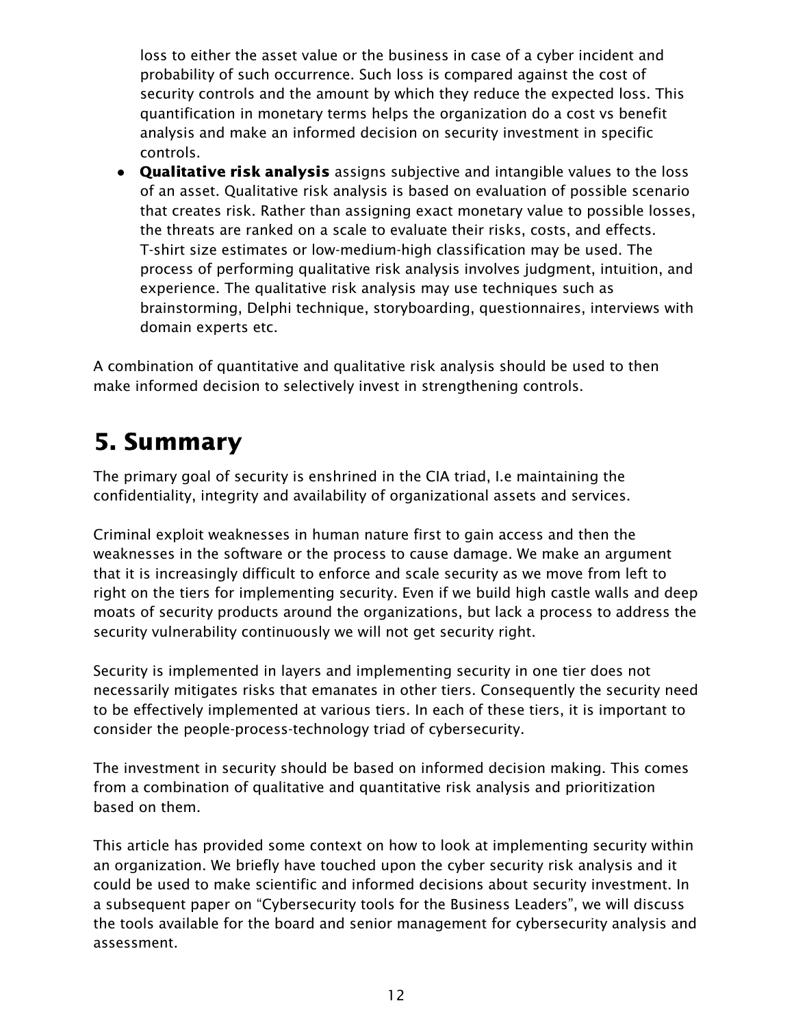loss to either the asset value or the business in case of a cyber incident and probability of such occurrence. Such loss is compared against the cost of security controls and the amount by which they reduce the expected loss. This quantification in monetary terms helps the organization do a cost vs benefit analysis and make an informed decision on security investment in specific controls.

- **Qualitative risk analysis** assigns subjective and intangible values to the loss of an asset. Qualitative risk analysis is based on evaluation of possible scenario that creates risk. Rather than assigning exact monetary value to possible losses, the threats are ranked on a scale to evaluate their risks, costs, and effects. T-shirt size estimates or low-medium-high classification may be used. The process of performing qualitative risk analysis involves judgment, intuition, and experience. The qualitative risk analysis may use techniques such as brainstorming, Delphi technique, storyboarding, questionnaires, interviews with domain experts etc.

A combination of quantitative and qualitative risk analysis should be used to then make informed decision to selectively invest in strengthening controls.

# 5. Summary

The primary goal of security is enshrined in the CIA triad, I.e maintaining the confidentiality, integrity and availability of organizational assets and services.

Criminal exploit weaknesses in human nature first to gain access and then the weaknesses in the software or the process to cause damage. We make an argument that it is increasingly difficult to enforce and scale security as we move from left to right on the tiers for implementing security. Even if we build high castle walls and deep moats of security products around the organizations, but lack a process to address the security vulnerability continuously we will not get security right.

Security is implemented in layers and implementing security in one tier does not necessarily mitigates risks that emanates in other tiers. Consequently the security need to be effectively implemented at various tiers. In each of these tiers, it is important to consider the people-process-technology triad of cybersecurity.

The investment in security should be based on informed decision making. This comes from a combination of qualitative and quantitative risk analysis and prioritization based on them.

This article has provided some context on how to look at implementing security within an organization. We briefly have touched upon the cyber security risk analysis and it could be used to make scientific and informed decisions about security investment. In a subsequent paper on “Cybersecurity tools for the Business Leaders”, we will discuss the tools available for the board and senior management for cybersecurity analysis and assessment.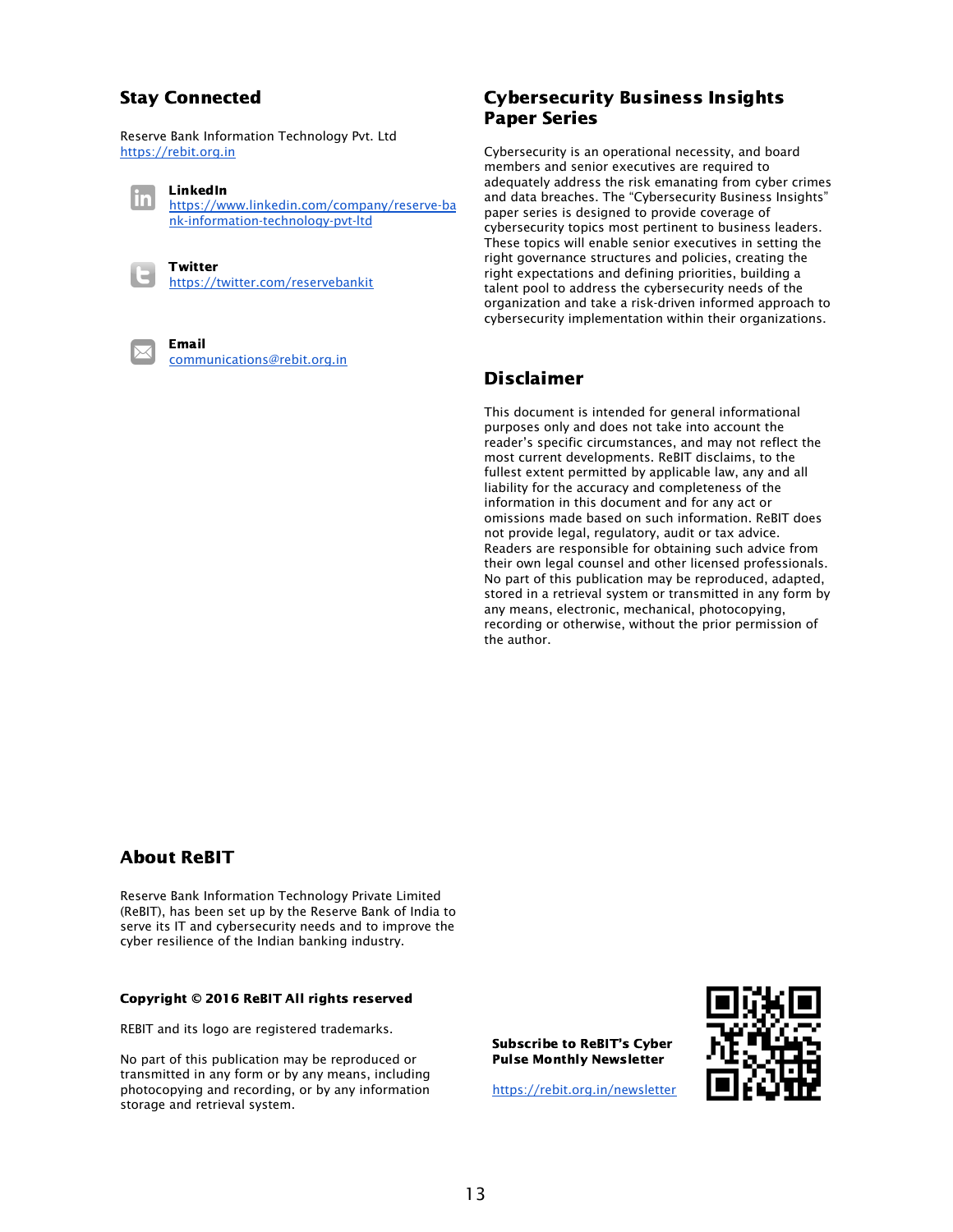## Stay Connected

Reserve Bank Information Technology Pvt. Ltd
https://rebit.org.in

**LinkedIn**
https://www.linkedin.com/company/reserve-bank-information-technology-pvt-ltd

**Twitter**
https://twitter.com/reservebankit

**Email**
communications@rebit.org.in

## Cybersecurity Business Insights Paper Series

Cybersecurity is an operational necessity, and board members and senior executives are required to adequately address the risk emanating from cyber crimes and data breaches. The "Cybersecurity Business Insights" paper series is designed to provide coverage of cybersecurity topics most pertinent to business leaders. These topics will enable senior executives in setting the right governance structures and policies, creating the right expectations and defining priorities, building a talent pool to address the cybersecurity needs of the organization and take a risk-driven informed approach to cybersecurity implementation within their organizations.

## Disclaimer

This document is intended for general informational purposes only and does not take into account the reader's specific circumstances, and may not reflect the most current developments. ReBIT disclaims, to the fullest extent permitted by applicable law, any and all liability for the accuracy and completeness of the information in this document and for any act or omissions made based on such information. ReBIT does not provide legal, regulatory, audit or tax advice. Readers are responsible for obtaining such advice from their own legal counsel and other licensed professionals. No part of this publication may be reproduced, adapted, stored in a retrieval system or transmitted in any form by any means, electronic, mechanical, photocopying, recording or otherwise, without the prior permission of the author.

## About ReBIT

Reserve Bank Information Technology Private Limited (ReBIT), has been set up by the Reserve Bank of India to serve its IT and cybersecurity needs and to improve the cyber resilience of the Indian banking industry.

**Copyright © 2016 ReBIT All rights reserved**

REBIT and its logo are registered trademarks.

No part of this publication may be reproduced or transmitted in any form or by any means, including photocopying and recording, or by any information storage and retrieval system.

**Subscribe to ReBIT's Cyber Pulse Monthly Newsletter**

https://rebit.org.in/newsletter